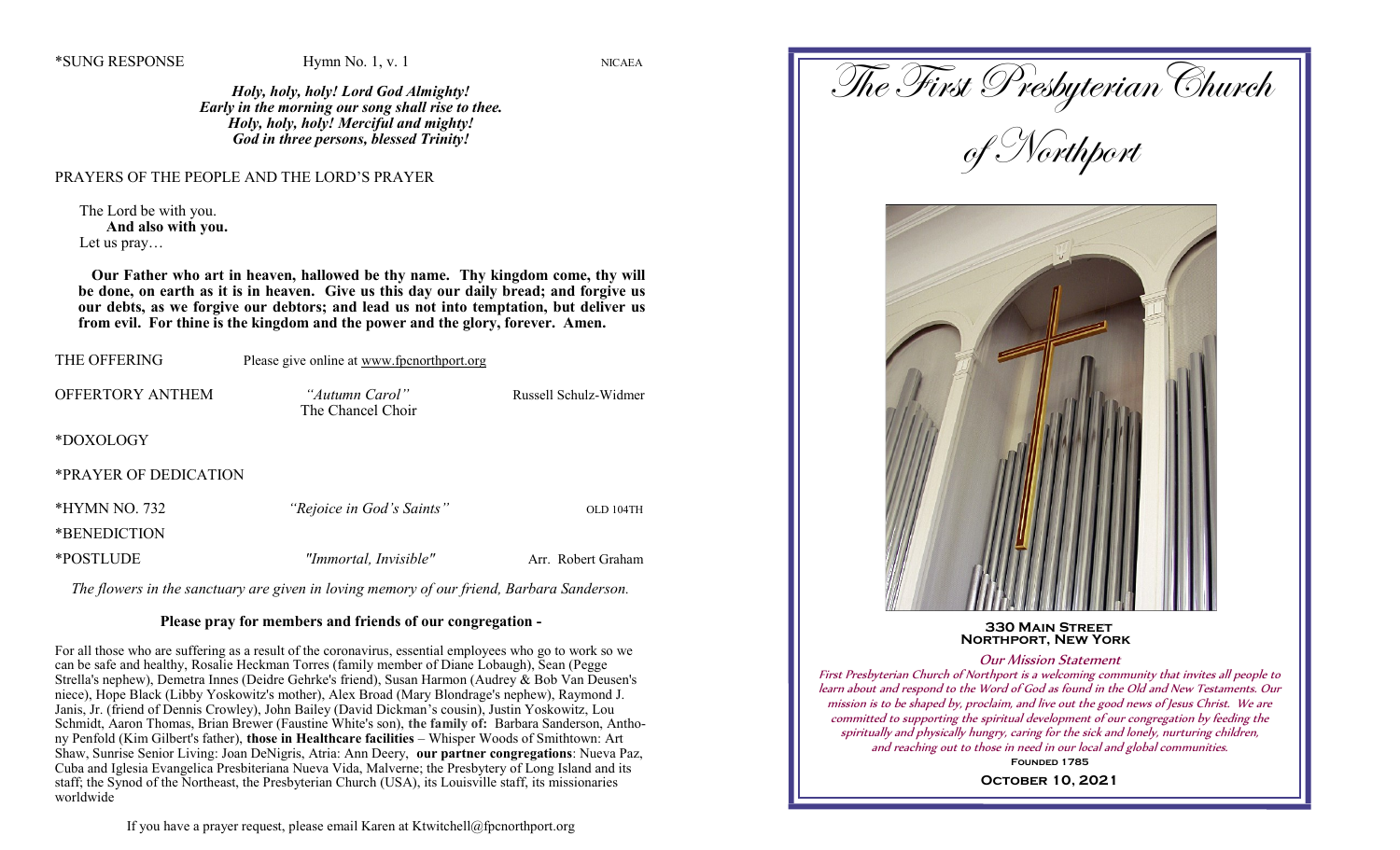\*SUNG RESPONSE Hymn No. 1, v. 1 NICAEA

*Holy, holy, holy! Lord God Almighty!*
*Early in the morning our song shall rise to thee.*
*Holy, holy, holy! Merciful and mighty!*
*God in three persons, blessed Trinity!*

PRAYERS OF THE PEOPLE AND THE LORD'S PRAYER

The Lord be with you.
**And also with you.**
Let us pray…

**Our Father who art in heaven, hallowed be thy name. Thy kingdom come, thy will be done, on earth as it is in heaven. Give us this day our daily bread; and forgive us our debts, as we forgive our debtors; and lead us not into temptation, but deliver us from evil. For thine is the kingdom and the power and the glory, forever. Amen.**

THE OFFERING Please give online at www.fpcnorthport.org

OFFERTORY ANTHEM *"Autumn Carol"* Russell Schulz-Widmer
The Chancel Choir

\*DOXOLOGY

\*PRAYER OF DEDICATION

\*HYMN NO. 732 *"Rejoice in God's Saints"* OLD 104TH

\*BENEDICTION

\*POSTLUDE *"Immortal, Invisible"* Arr. Robert Graham

*The flowers in the sanctuary are given in loving memory of our friend, Barbara Sanderson.*

**Please pray for members and friends of our congregation -**

For all those who are suffering as a result of the coronavirus, essential employees who go to work so we can be safe and healthy, Rosalie Heckman Torres (family member of Diane Lobaugh), Sean (Pegge Strella's nephew), Demetra Innes (Deidre Gehrke's friend), Susan Harmon (Audrey & Bob Van Deusen's niece), Hope Black (Libby Yoskowitz's mother), Alex Broad (Mary Blondrage's nephew), Raymond J. Janis, Jr. (friend of Dennis Crowley), John Bailey (David Dickman's cousin), Justin Yoskowitz, Lou Schmidt, Aaron Thomas, Brian Brewer (Faustine White's son), **the family of:** Barbara Sanderson, Anthony Penfold (Kim Gilbert's father), **those in Healthcare facilities** – Whisper Woods of Smithtown: Art Shaw, Sunrise Senior Living: Joan DeNigris, Atria: Ann Deery, **our partner congregations**: Nueva Paz, Cuba and Iglesia Evangelica Presbiteriana Nueva Vida, Malverne; the Presbytery of Long Island and its staff; the Synod of the Northeast, the Presbyterian Church (USA), its Louisville staff, its missionaries worldwide

If you have a prayer request, please email Karen at Ktwitchell@fpcnorthport.org

# The First Presbyterian Church of Northport

**330 MAIN STREET**
**NORTHPORT, NEW YORK**

## Our Mission Statement

*First Presbyterian Church of Northport is a welcoming community that invites all people to learn about and respond to the Word of God as found in the Old and New Testaments. Our mission is to be shaped by, proclaim, and live out the good news of Jesus Christ. We are committed to supporting the spiritual development of our congregation by feeding the spiritually and physically hungry, caring for the sick and lonely, nurturing children, and reaching out to those in need in our local and global communities.*

**FOUNDED 1785**

**OCTOBER 10, 2021**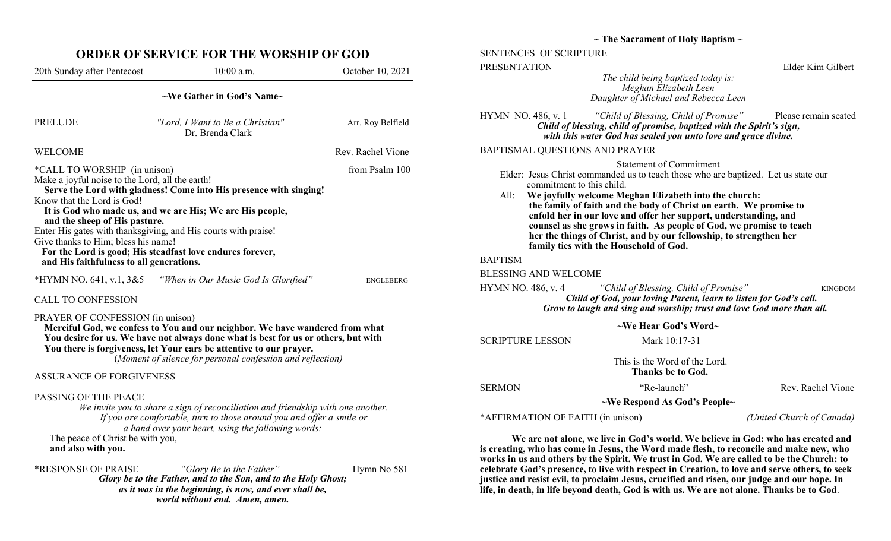# ORDER OF SERVICE FOR THE WORSHIP OF GOD

20th Sunday after Pentecost | 10:00 a.m. | October 10, 2021

## ~We Gather in God's Name~

PRELUDE — *"Lord, I Want to Be a Christian"* — Arr. Roy Belfield
Dr. Brenda Clark

WELCOME — Rev. Rachel Vione

*CALL TO WORSHIP (in unison) — from Psalm 100

Make a joyful noise to the Lord, all the earth!
**Serve the Lord with gladness! Come into His presence with singing!**
Know that the Lord is God!
**It is God who made us, and we are His; We are His people, and the sheep of His pasture.**
Enter His gates with thanksgiving, and His courts with praise!
Give thanks to Him; bless his name!
**For the Lord is good; His steadfast love endures forever, and His faithfulness to all generations.**

*HYMN NO. 641, v.1, 3&5 — *"When in Our Music God Is Glorified"* — ENGLEBERG

CALL TO CONFESSION

PRAYER OF CONFESSION (in unison)
**Merciful God, we confess to You and our neighbor. We have wandered from what You desire for us. We have not always done what is best for us or others, but with You there is forgiveness, let Your ears be attentive to our prayer.**
(*Moment of silence for personal confession and reflection)*

ASSURANCE OF FORGIVENESS

PASSING OF THE PEACE
*We invite you to share a sign of reconciliation and friendship with one another. If you are comfortable, turn to those around you and offer a smile or a hand over your heart, using the following words:*
The peace of Christ be with you,
**and also with you.**

*RESPONSE OF PRAISE — *"Glory Be to the Father"* — Hymn No 581
***Glory be to the Father, and to the Son, and to the Holy Ghost; as it was in the beginning, is now, and ever shall be, world without end. Amen, amen.***

## ~ The Sacrament of Holy Baptism ~

SENTENCES OF SCRIPTURE

PRESENTATION — Elder Kim Gilbert
*The child being baptized today is:*
*Meghan Elizabeth Leen*
*Daughter of Michael and Rebecca Leen*

HYMN NO. 486, v. 1 — *"Child of Blessing, Child of Promise"* — Please remain seated
***Child of blessing, child of promise, baptized with the Spirit's sign, with this water God has sealed you unto love and grace divine.***

BAPTISMAL QUESTIONS AND PRAYER

Statement of Commitment

Elder: Jesus Christ commanded us to teach those who are baptized. Let us state our commitment to this child.

All: **We joyfully welcome Meghan Elizabeth into the church: the family of faith and the body of Christ on earth. We promise to enfold her in our love and offer her support, understanding, and counsel as she grows in faith. As people of God, we promise to teach her the things of Christ, and by our fellowship, to strengthen her family ties with the Household of God.**

BAPTISM

BLESSING AND WELCOME

HYMN NO. 486, v. 4 — *"Child of Blessing, Child of Promise"* — KINGDOM
***Child of God, your loving Parent, learn to listen for God's call. Grow to laugh and sing and worship; trust and love God more than all.***

## ~We Hear God's Word~

SCRIPTURE LESSON — Mark 10:17-31

This is the Word of the Lord.
**Thanks be to God.**

SERMON — "Re-launch" — Rev. Rachel Vione

## ~We Respond As God's People~

*AFFIRMATION OF FAITH (in unison) — *(United Church of Canada)*

**We are not alone, we live in God's world. We believe in God: who has created and is creating, who has come in Jesus, the Word made flesh, to reconcile and make new, who works in us and others by the Spirit. We trust in God. We are called to be the Church: to celebrate God's presence, to live with respect in Creation, to love and serve others, to seek justice and resist evil, to proclaim Jesus, crucified and risen, our judge and our hope. In life, in death, in life beyond death, God is with us. We are not alone. Thanks be to God**.